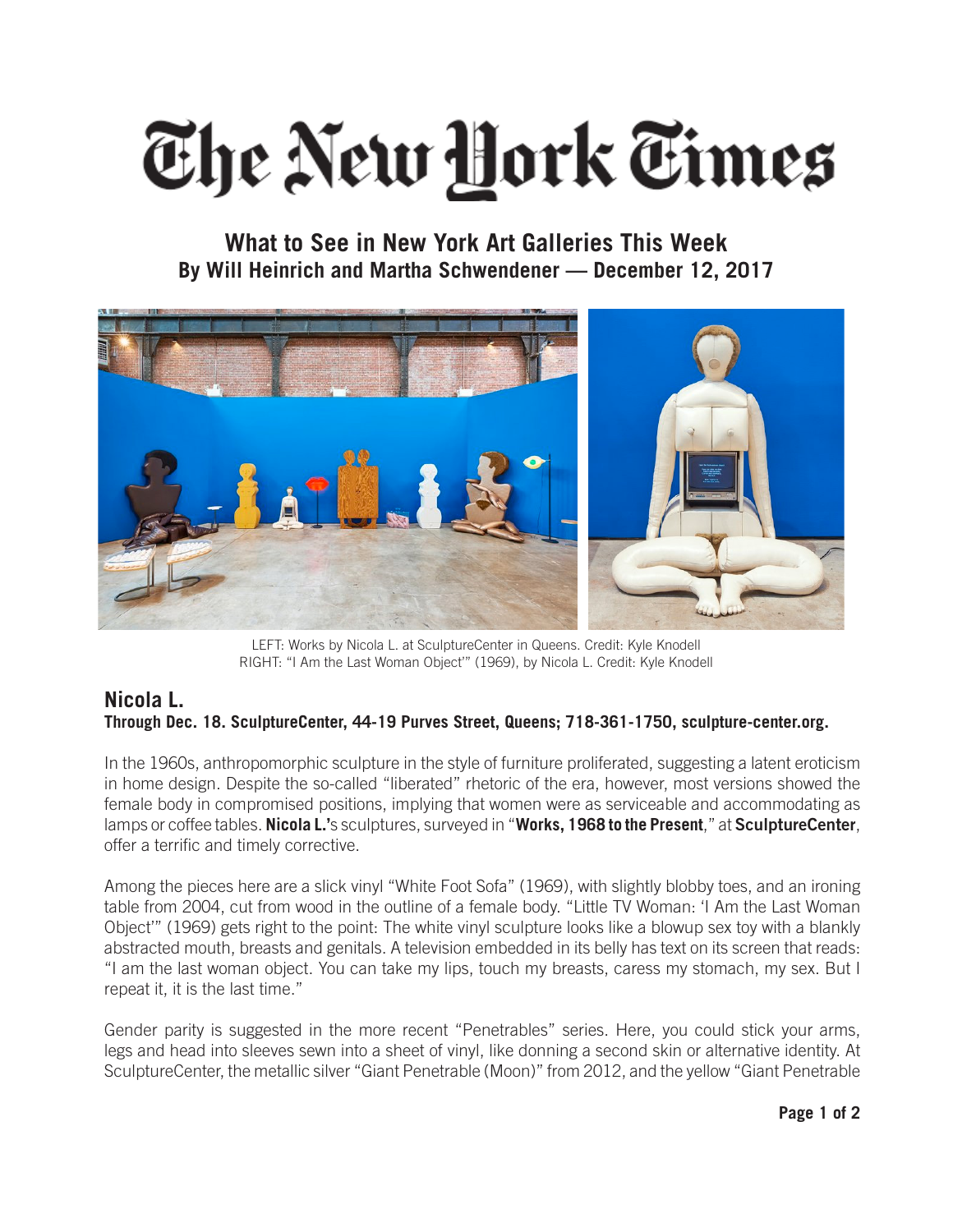# The New York Times

## What to See in New York Art Galleries This Week
**By Will Heinrich and Martha Schwendener — December 12, 2017**

LEFT: Works by Nicola L. at SculptureCenter in Queens. Credit: Kyle Knodell
RIGHT: "I Am the Last Woman Object'" (1969), by Nicola L. Credit: Kyle Knodell

### Nicola L.
**Through Dec. 18. SculptureCenter, 44-19 Purves Street, Queens; 718-361-1750, sculpture-center.org.**

In the 1960s, anthropomorphic sculpture in the style of furniture proliferated, suggesting a latent eroticism in home design. Despite the so-called "liberated" rhetoric of the era, however, most versions showed the female body in compromised positions, implying that women were as serviceable and accommodating as lamps or coffee tables. **Nicola L.'**s sculptures, surveyed in "**Works, 1968 to the Present**," at **SculptureCenter**, offer a terrific and timely corrective.

Among the pieces here are a slick vinyl "White Foot Sofa" (1969), with slightly blobby toes, and an ironing table from 2004, cut from wood in the outline of a female body. "Little TV Woman: 'I Am the Last Woman Object'" (1969) gets right to the point: The white vinyl sculpture looks like a blowup sex toy with a blankly abstracted mouth, breasts and genitals. A television embedded in its belly has text on its screen that reads: "I am the last woman object. You can take my lips, touch my breasts, caress my stomach, my sex. But I repeat it, it is the last time."

Gender parity is suggested in the more recent "Penetrables" series. Here, you could stick your arms, legs and head into sleeves sewn into a sheet of vinyl, like donning a second skin or alternative identity. At SculptureCenter, the metallic silver "Giant Penetrable (Moon)" from 2012, and the yellow "Giant Penetrable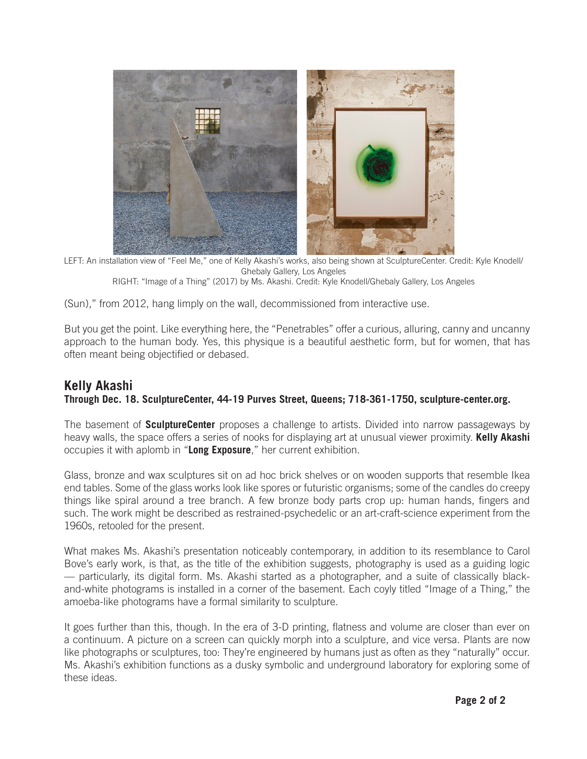LEFT: An installation view of "Feel Me," one of Kelly Akashi's works, also being shown at SculptureCenter. Credit: Kyle Knodell/ Ghebaly Gallery, Los Angeles
RIGHT: "Image of a Thing" (2017) by Ms. Akashi. Credit: Kyle Knodell/Ghebaly Gallery, Los Angeles

(Sun)," from 2012, hang limply on the wall, decommissioned from interactive use.

But you get the point. Like everything here, the "Penetrables" offer a curious, alluring, canny and uncanny approach to the human body. Yes, this physique is a beautiful aesthetic form, but for women, that has often meant being objectified or debased.

## Kelly Akashi

**Through Dec. 18. SculptureCenter, 44-19 Purves Street, Queens; 718-361-1750, sculpture-center.org.**

The basement of **SculptureCenter** proposes a challenge to artists. Divided into narrow passageways by heavy walls, the space offers a series of nooks for displaying art at unusual viewer proximity. **Kelly Akashi** occupies it with aplomb in "**Long Exposure**," her current exhibition.

Glass, bronze and wax sculptures sit on ad hoc brick shelves or on wooden supports that resemble Ikea end tables. Some of the glass works look like spores or futuristic organisms; some of the candles do creepy things like spiral around a tree branch. A few bronze body parts crop up: human hands, fingers and such. The work might be described as restrained-psychedelic or an art-craft-science experiment from the 1960s, retooled for the present.

What makes Ms. Akashi's presentation noticeably contemporary, in addition to its resemblance to Carol Bove's early work, is that, as the title of the exhibition suggests, photography is used as a guiding logic — particularly, its digital form. Ms. Akashi started as a photographer, and a suite of classically black-and-white photograms is installed in a corner of the basement. Each coyly titled "Image of a Thing," the amoeba-like photograms have a formal similarity to sculpture.

It goes further than this, though. In the era of 3-D printing, flatness and volume are closer than ever on a continuum. A picture on a screen can quickly morph into a sculpture, and vice versa. Plants are now like photographs or sculptures, too: They're engineered by humans just as often as they "naturally" occur. Ms. Akashi's exhibition functions as a dusky symbolic and underground laboratory for exploring some of these ideas.